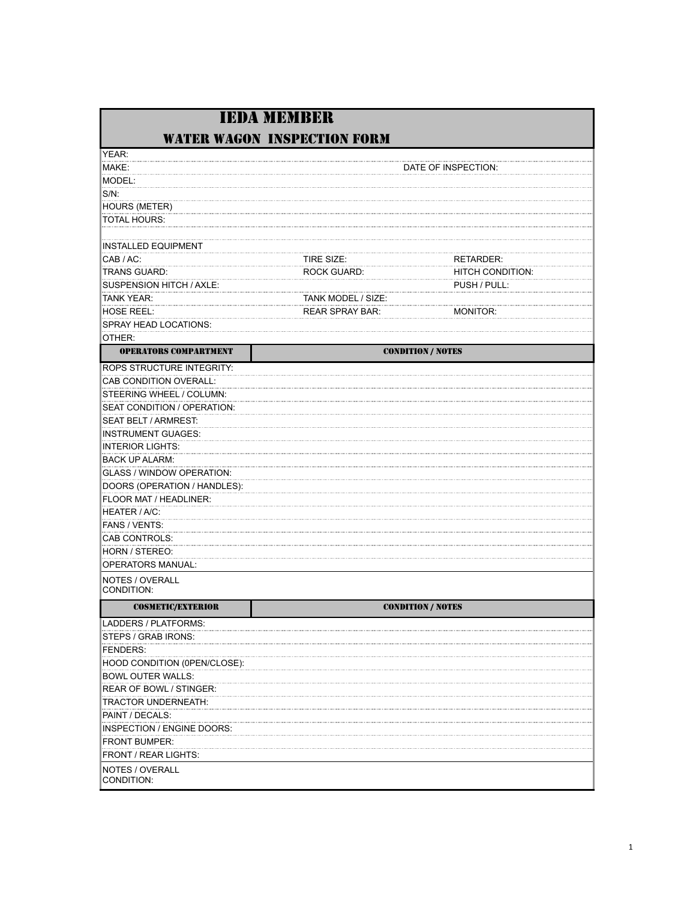# IEDA MEMBER

## WATER WAGON INSPECTION FORM

YEAR:

MAKE: DATE OF INSPECTION:

MODEL:

S/N:

HOURS (METER)

TOTAL HOURS:

INSTALLED EQUIPMENT

| | | |
|---|---|---|
| CAB / AC: | TIRE SIZE: | RETARDER: |
| TRANS GUARD: | ROCK GUARD: | HITCH CONDITION: |
| SUSPENSION HITCH / AXLE: | | PUSH / PULL: |
| TANK YEAR: | TANK MODEL / SIZE: | |
| HOSE REEL: | REAR SPRAY BAR: | MONITOR: |

SPRAY HEAD LOCATIONS:

OTHER:

| OPERATORS COMPARTMENT | CONDITION / NOTES |
|---|---|
| ROPS STRUCTURE INTEGRITY: | |
| CAB CONDITION OVERALL: | |
| STEERING WHEEL / COLUMN: | |
| SEAT CONDITION / OPERATION: | |
| SEAT BELT / ARMREST: | |
| INSTRUMENT GUAGES: | |
| INTERIOR LIGHTS: | |
| BACK UP ALARM: | |
| GLASS / WINDOW OPERATION: | |
| DOORS (OPERATION / HANDLES): | |
| FLOOR MAT / HEADLINER: | |
| HEATER / A/C: | |
| FANS / VENTS: | |
| CAB CONTROLS: | |
| HORN / STEREO: | |
| OPERATORS MANUAL: | |
| NOTES / OVERALL CONDITION: | |

| COSMETIC/EXTERIOR | CONDITION / NOTES |
|---|---|
| LADDERS / PLATFORMS: | |
| STEPS / GRAB IRONS: | |
| FENDERS: | |
| HOOD CONDITION (0PEN/CLOSE): | |
| BOWL OUTER WALLS: | |
| REAR OF BOWL / STINGER: | |
| TRACTOR UNDERNEATH: | |
| PAINT / DECALS: | |
| INSPECTION / ENGINE DOORS: | |
| FRONT BUMPER: | |
| FRONT / REAR LIGHTS: | |
| NOTES / OVERALL CONDITION: | |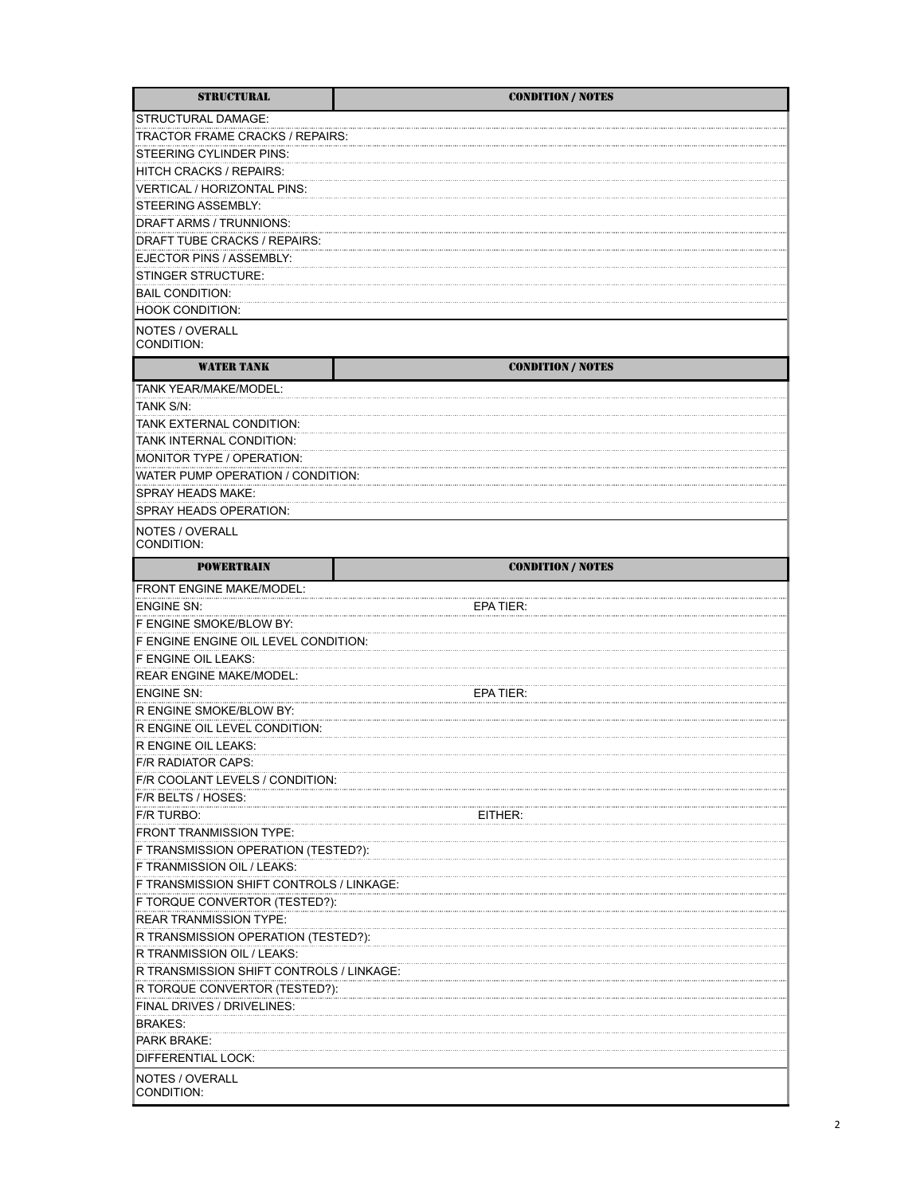| STRUCTURAL | CONDITION / NOTES |
| --- | --- |
| STRUCTURAL DAMAGE: | |
| TRACTOR FRAME CRACKS / REPAIRS: | |
| STEERING CYLINDER PINS: | |
| HITCH CRACKS / REPAIRS: | |
| VERTICAL / HORIZONTAL PINS: | |
| STEERING ASSEMBLY: | |
| DRAFT ARMS / TRUNNIONS: | |
| DRAFT TUBE CRACKS / REPAIRS: | |
| EJECTOR PINS / ASSEMBLY: | |
| STINGER STRUCTURE: | |
| BAIL CONDITION: | |
| HOOK CONDITION: | |
| NOTES / OVERALL CONDITION: | |

| WATER TANK | CONDITION / NOTES |
| --- | --- |
| TANK YEAR/MAKE/MODEL: | |
| TANK S/N: | |
| TANK EXTERNAL CONDITION: | |
| TANK INTERNAL CONDITION: | |
| MONITOR TYPE / OPERATION: | |
| WATER PUMP OPERATION / CONDITION: | |
| SPRAY HEADS MAKE: | |
| SPRAY HEADS OPERATION: | |
| NOTES / OVERALL CONDITION: | |

| POWERTRAIN | CONDITION / NOTES |
| --- | --- |
| FRONT ENGINE MAKE/MODEL: | |
| ENGINE SN: | EPA TIER: |
| F ENGINE SMOKE/BLOW BY: | |
| F ENGINE ENGINE OIL LEVEL CONDITION: | |
| F ENGINE OIL LEAKS: | |
| REAR ENGINE MAKE/MODEL: | |
| ENGINE SN: | EPA TIER: |
| R ENGINE SMOKE/BLOW BY: | |
| R ENGINE OIL LEVEL CONDITION: | |
| R ENGINE OIL LEAKS: | |
| F/R RADIATOR CAPS: | |
| F/R COOLANT LEVELS / CONDITION: | |
| F/R BELTS / HOSES: | |
| F/R TURBO: | EITHER: |
| FRONT TRANMISSION TYPE: | |
| F TRANSMISSION OPERATION (TESTED?): | |
| F TRANMISSION OIL / LEAKS: | |
| F TRANSMISSION SHIFT CONTROLS / LINKAGE: | |
| F TORQUE CONVERTOR (TESTED?): | |
| REAR TRANMISSION TYPE: | |
| R TRANSMISSION OPERATION (TESTED?): | |
| R TRANMISSION OIL / LEAKS: | |
| R TRANSMISSION SHIFT CONTROLS / LINKAGE: | |
| R TORQUE CONVERTOR (TESTED?): | |
| FINAL DRIVES / DRIVELINES: | |
| BRAKES: | |
| PARK BRAKE: | |
| DIFFERENTIAL LOCK: | |
| NOTES / OVERALL CONDITION: | |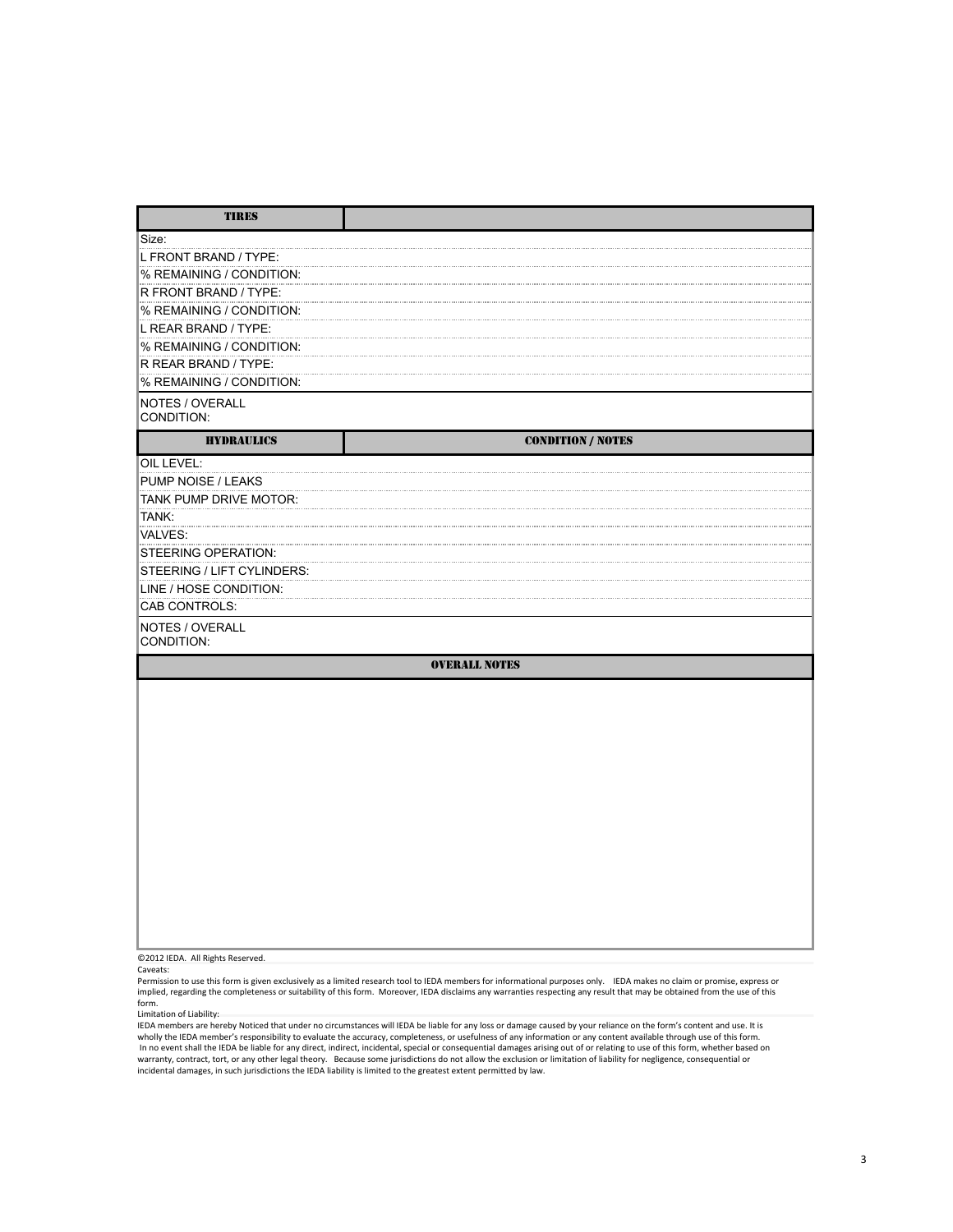| TIRES | |
|---|---|
| Size: | |
| L FRONT BRAND / TYPE: | |
| % REMAINING / CONDITION: | |
| R FRONT BRAND / TYPE: | |
| % REMAINING / CONDITION: | |
| L REAR BRAND / TYPE: | |
| % REMAINING / CONDITION: | |
| R REAR BRAND / TYPE: | |
| % REMAINING / CONDITION: | |
| NOTES / OVERALL CONDITION: | |

| HYDRAULICS | CONDITION / NOTES |
|---|---|
| OIL LEVEL: | |
| PUMP NOISE / LEAKS | |
| TANK PUMP DRIVE MOTOR: | |
| TANK: | |
| VALVES: | |
| STEERING OPERATION: | |
| STEERING / LIFT CYLINDERS: | |
| LINE / HOSE CONDITION: | |
| CAB CONTROLS: | |
| NOTES / OVERALL CONDITION: | |

| OVERALL NOTES |
|---|
| |

©2012 IEDA. All Rights Reserved.

Caveats:

Permission to use this form is given exclusively as a limited research tool to IEDA members for informational purposes only. IEDA makes no claim or promise, express or implied, regarding the completeness or suitability of this form. Moreover, IEDA disclaims any warranties respecting any result that may be obtained from the use of this form.

Limitation of Liability:

IEDA members are hereby Noticed that under no circumstances will IEDA be liable for any loss or damage caused by your reliance on the form's content and use. It is wholly the IEDA member's responsibility to evaluate the accuracy, completeness, or usefulness of any information or any content available through use of this form. In no event shall the IEDA be liable for any direct, indirect, incidental, special or consequential damages arising out of or relating to use of this form, whether based on warranty, contract, tort, or any other legal theory. Because some jurisdictions do not allow the exclusion or limitation of liability for negligence, consequential or incidental damages, in such jurisdictions the IEDA liability is limited to the greatest extent permitted by law.